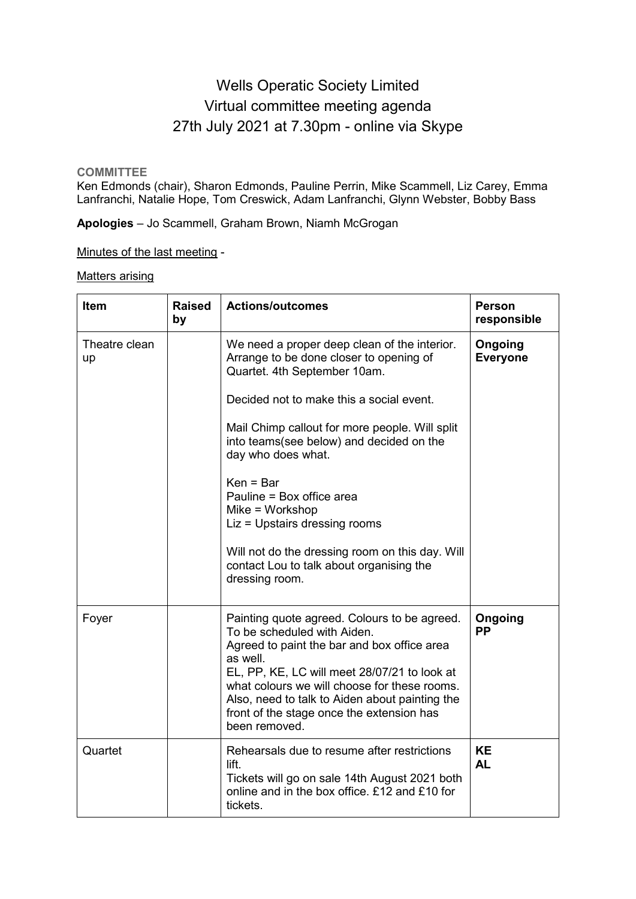# Wells Operatic Society Limited
# Virtual committee meeting agenda
# 27th July 2021 at 7.30pm - online via Skype

**COMMITTEE**

Ken Edmonds (chair), Sharon Edmonds, Pauline Perrin, Mike Scammell, Liz Carey, Emma Lanfranchi, Natalie Hope, Tom Creswick, Adam Lanfranchi, Glynn Webster, Bobby Bass

**Apologies** – Jo Scammell, Graham Brown, Niamh McGrogan

Minutes of the last meeting -

Matters arising

| Item | Raised by | Actions/outcomes | Person responsible |
|---|---|---|---|
| Theatre clean up | | We need a proper deep clean of the interior. Arrange to be done closer to opening of Quartet. 4th September 10am.<br><br>Decided not to make this a social event.<br><br>Mail Chimp callout for more people. Will split into teams(see below) and decided on the day who does what.<br><br>Ken = Bar<br>Pauline = Box office area<br>Mike = Workshop<br>Liz = Upstairs dressing rooms<br><br>Will not do the dressing room on this day. Will contact Lou to talk about organising the dressing room. | **Ongoing Everyone** |
| Foyer | | Painting quote agreed. Colours to be agreed. To be scheduled with Aiden.<br>Agreed to paint the bar and box office area as well.<br>EL, PP, KE, LC will meet 28/07/21 to look at what colours we will choose for these rooms. Also, need to talk to Aiden about painting the front of the stage once the extension has been removed. | **Ongoing PP** |
| Quartet | | Rehearsals due to resume after restrictions lift.<br>Tickets will go on sale 14th August 2021 both online and in the box office. £12 and £10 for tickets. | **KE AL** |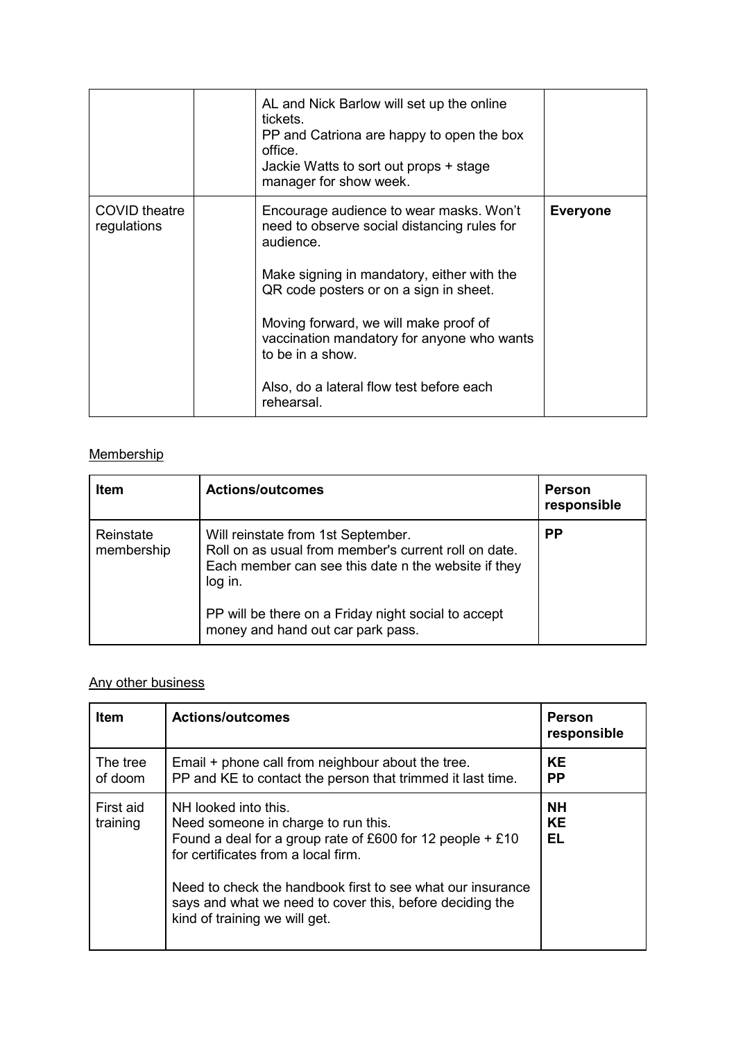| | | | |
|---|---|---|---|
| | | AL and Nick Barlow will set up the online tickets.<br>PP and Catriona are happy to open the box office.<br>Jackie Watts to sort out props + stage manager for show week. | |
| COVID theatre regulations | | Encourage audience to wear masks. Won't need to observe social distancing rules for audience.<br><br>Make signing in mandatory, either with the QR code posters or on a sign in sheet.<br><br>Moving forward, we will make proof of vaccination mandatory for anyone who wants to be in a show.<br><br>Also, do a lateral flow test before each rehearsal. | **Everyone** |

<u>Membership</u>

| Item | Actions/outcomes | Person responsible |
|---|---|---|
| Reinstate membership | Will reinstate from 1st September.<br>Roll on as usual from member's current roll on date.<br>Each member can see this date n the website if they log in.<br><br>PP will be there on a Friday night social to accept money and hand out car park pass. | **PP** |

<u>Any other business</u>

| Item | Actions/outcomes | Person responsible |
|---|---|---|
| The tree of doom | Email + phone call from neighbour about the tree.<br>PP and KE to contact the person that trimmed it last time. | **KE**<br>**PP** |
| First aid training | NH looked into this.<br>Need someone in charge to run this.<br>Found a deal for a group rate of £600 for 12 people + £10 for certificates from a local firm.<br><br>Need to check the handbook first to see what our insurance says and what we need to cover this, before deciding the kind of training we will get. | **NH**<br>**KE**<br>**EL** |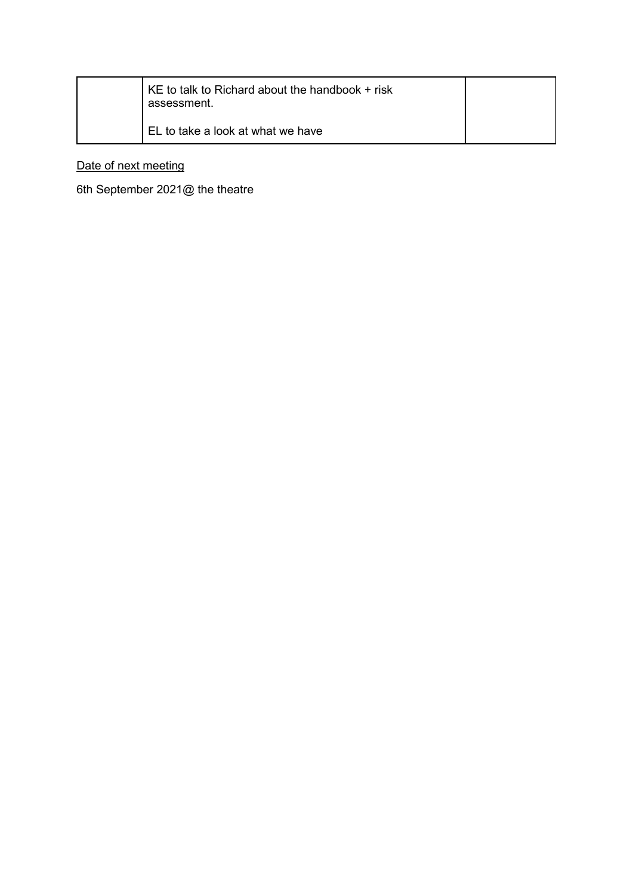| | | |
|---|---|---|
| | KE to talk to Richard about the handbook + risk assessment.<br><br>EL to take a look at what we have | |

Date of next meeting

6th September 2021@ the theatre